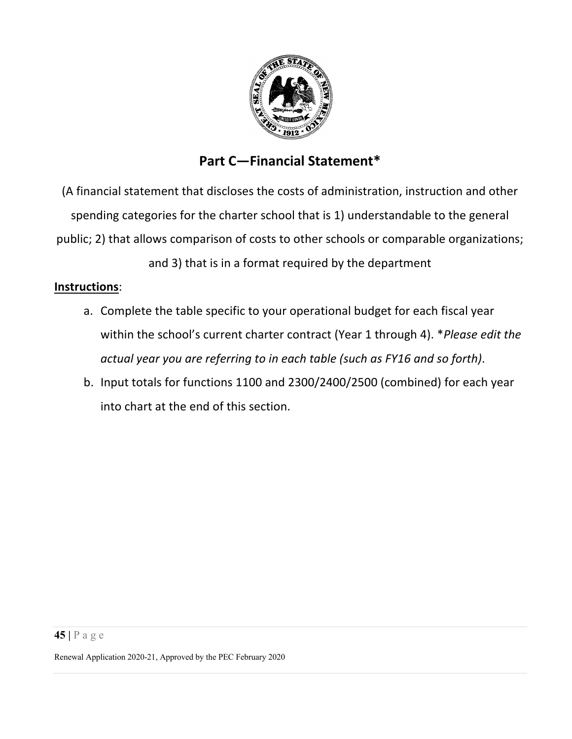## Part C—Financial Statement*

(A financial statement that discloses the costs of administration, instruction and other spending categories for the charter school that is 1) understandable to the general public; 2) that allows comparison of costs to other schools or comparable organizations; and 3) that is in a format required by the department

**Instructions**:

a. Complete the table specific to your operational budget for each fiscal year within the school's current charter contract (Year 1 through 4). **Please edit the actual year you are referring to in each table (such as FY16 and so forth)*.
b. Input totals for functions 1100 and 2300/2400/2500 (combined) for each year into chart at the end of this section.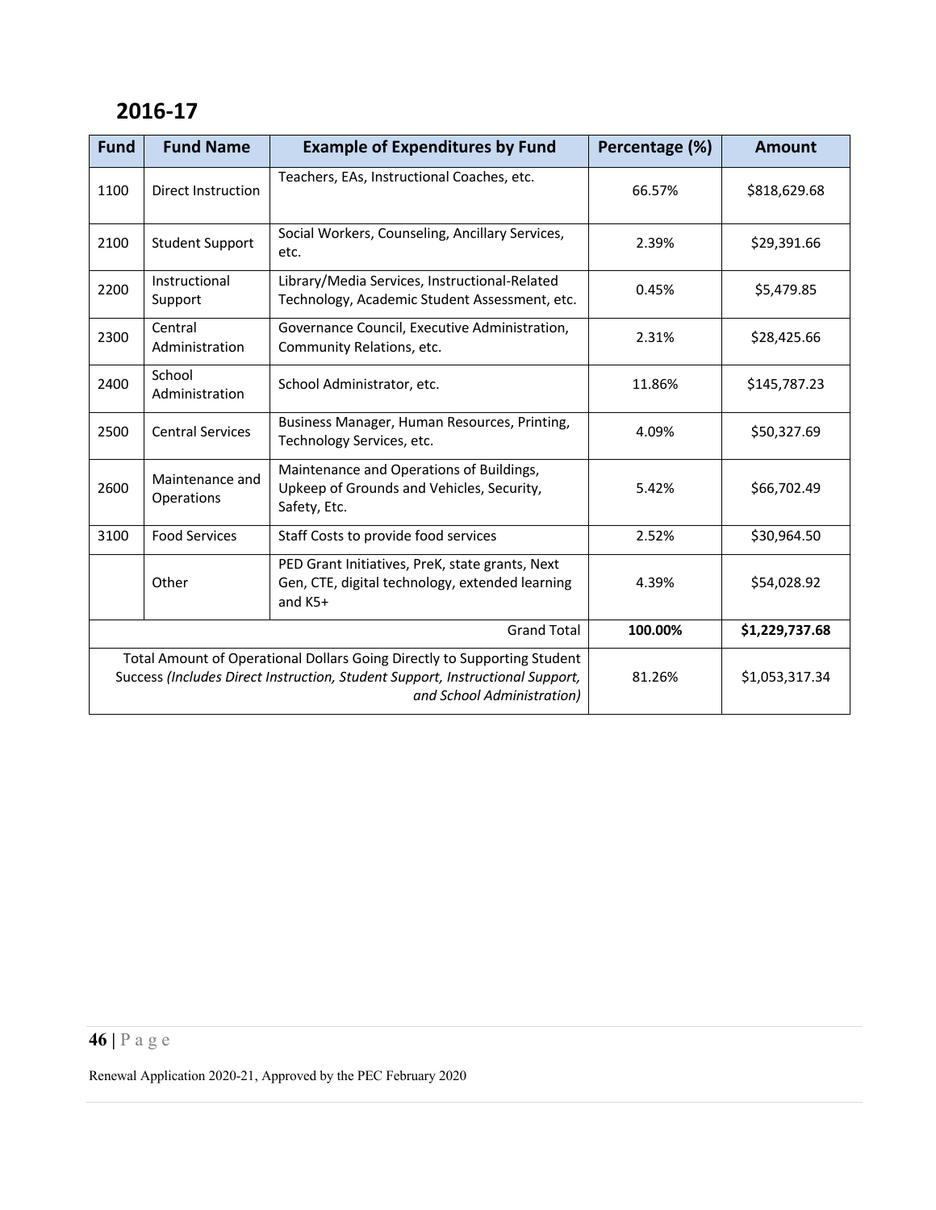## 2016-17

| Fund | Fund Name | Example of Expenditures by Fund | Percentage (%) | Amount |
|---|---|---|---|---|
| 1100 | Direct Instruction | Teachers, EAs, Instructional Coaches, etc. | 66.57% | $818,629.68 |
| 2100 | Student Support | Social Workers, Counseling, Ancillary Services, etc. | 2.39% | $29,391.66 |
| 2200 | Instructional Support | Library/Media Services, Instructional-Related Technology, Academic Student Assessment, etc. | 0.45% | $5,479.85 |
| 2300 | Central Administration | Governance Council, Executive Administration, Community Relations, etc. | 2.31% | $28,425.66 |
| 2400 | School Administration | School Administrator, etc. | 11.86% | $145,787.23 |
| 2500 | Central Services | Business Manager, Human Resources, Printing, Technology Services, etc. | 4.09% | $50,327.69 |
| 2600 | Maintenance and Operations | Maintenance and Operations of Buildings, Upkeep of Grounds and Vehicles, Security, Safety, Etc. | 5.42% | $66,702.49 |
| 3100 | Food Services | Staff Costs to provide food services | 2.52% | $30,964.50 |
| | Other | PED Grant Initiatives, PreK, state grants, Next Gen, CTE, digital technology, extended learning and K5+ | 4.39% | $54,028.92 |
| | | Grand Total | **100.00%** | **$1,229,737.68** |
| | | Total Amount of Operational Dollars Going Directly to Supporting Student Success *(Includes Direct Instruction, Student Support, Instructional Support, and School Administration)* | 81.26% | $1,053,317.34 |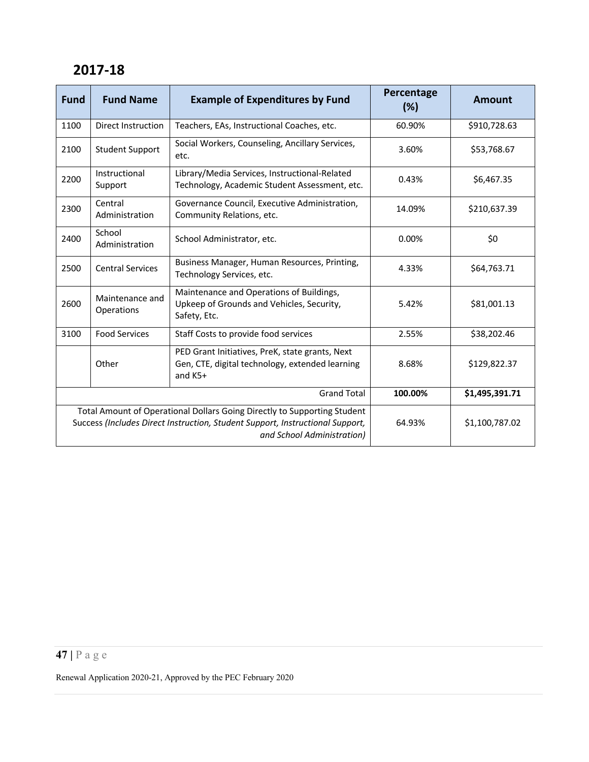## 2017-18

| Fund | Fund Name | Example of Expenditures by Fund | Percentage (%) | Amount |
|---|---|---|---|---|
| 1100 | Direct Instruction | Teachers, EAs, Instructional Coaches, etc. | 60.90% | $910,728.63 |
| 2100 | Student Support | Social Workers, Counseling, Ancillary Services, etc. | 3.60% | $53,768.67 |
| 2200 | Instructional Support | Library/Media Services, Instructional-Related Technology, Academic Student Assessment, etc. | 0.43% | $6,467.35 |
| 2300 | Central Administration | Governance Council, Executive Administration, Community Relations, etc. | 14.09% | $210,637.39 |
| 2400 | School Administration | School Administrator, etc. | 0.00% | $0 |
| 2500 | Central Services | Business Manager, Human Resources, Printing, Technology Services, etc. | 4.33% | $64,763.71 |
| 2600 | Maintenance and Operations | Maintenance and Operations of Buildings, Upkeep of Grounds and Vehicles, Security, Safety, Etc. | 5.42% | $81,001.13 |
| 3100 | Food Services | Staff Costs to provide food services | 2.55% | $38,202.46 |
| | Other | PED Grant Initiatives, PreK, state grants, Next Gen, CTE, digital technology, extended learning and K5+ | 8.68% | $129,822.37 |
| | | Grand Total | **100.00%** | **$1,495,391.71** |
| | | Total Amount of Operational Dollars Going Directly to Supporting Student Success *(Includes Direct Instruction, Student Support, Instructional Support, and School Administration)* | 64.93% | $1,100,787.02 |

Renewal Application 2020-21, Approved by the PEC February 2020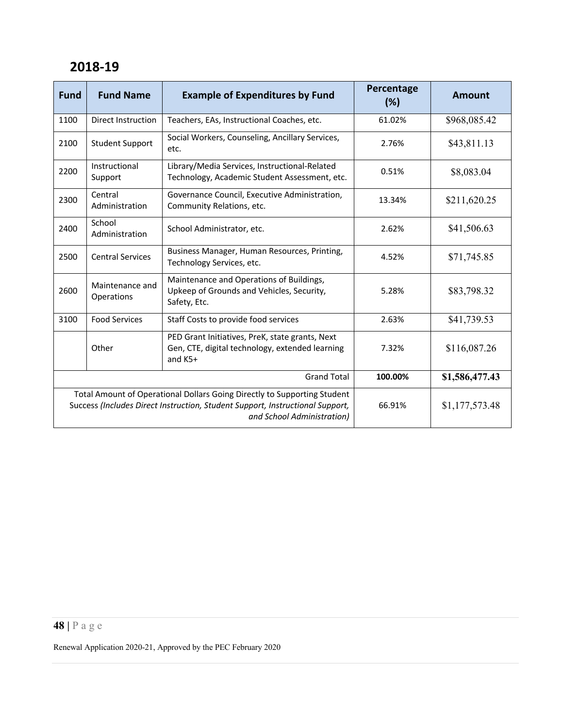## 2018-19

| Fund | Fund Name | Example of Expenditures by Fund | Percentage (%) | Amount |
|---|---|---|---|---|
| 1100 | Direct Instruction | Teachers, EAs, Instructional Coaches, etc. | 61.02% | $968,085.42 |
| 2100 | Student Support | Social Workers, Counseling, Ancillary Services, etc. | 2.76% | $43,811.13 |
| 2200 | Instructional Support | Library/Media Services, Instructional-Related Technology, Academic Student Assessment, etc. | 0.51% | $8,083.04 |
| 2300 | Central Administration | Governance Council, Executive Administration, Community Relations, etc. | 13.34% | $211,620.25 |
| 2400 | School Administration | School Administrator, etc. | 2.62% | $41,506.63 |
| 2500 | Central Services | Business Manager, Human Resources, Printing, Technology Services, etc. | 4.52% | $71,745.85 |
| 2600 | Maintenance and Operations | Maintenance and Operations of Buildings, Upkeep of Grounds and Vehicles, Security, Safety, Etc. | 5.28% | $83,798.32 |
| 3100 | Food Services | Staff Costs to provide food services | 2.63% | $41,739.53 |
| | Other | PED Grant Initiatives, PreK, state grants, Next Gen, CTE, digital technology, extended learning and K5+ | 7.32% | $116,087.26 |
| | | Grand Total | **100.00%** | **$1,586,477.43** |
| | | Total Amount of Operational Dollars Going Directly to Supporting Student Success *(Includes Direct Instruction, Student Support, Instructional Support, and School Administration)* | 66.91% | $1,177,573.48 |

Renewal Application 2020-21, Approved by the PEC February 2020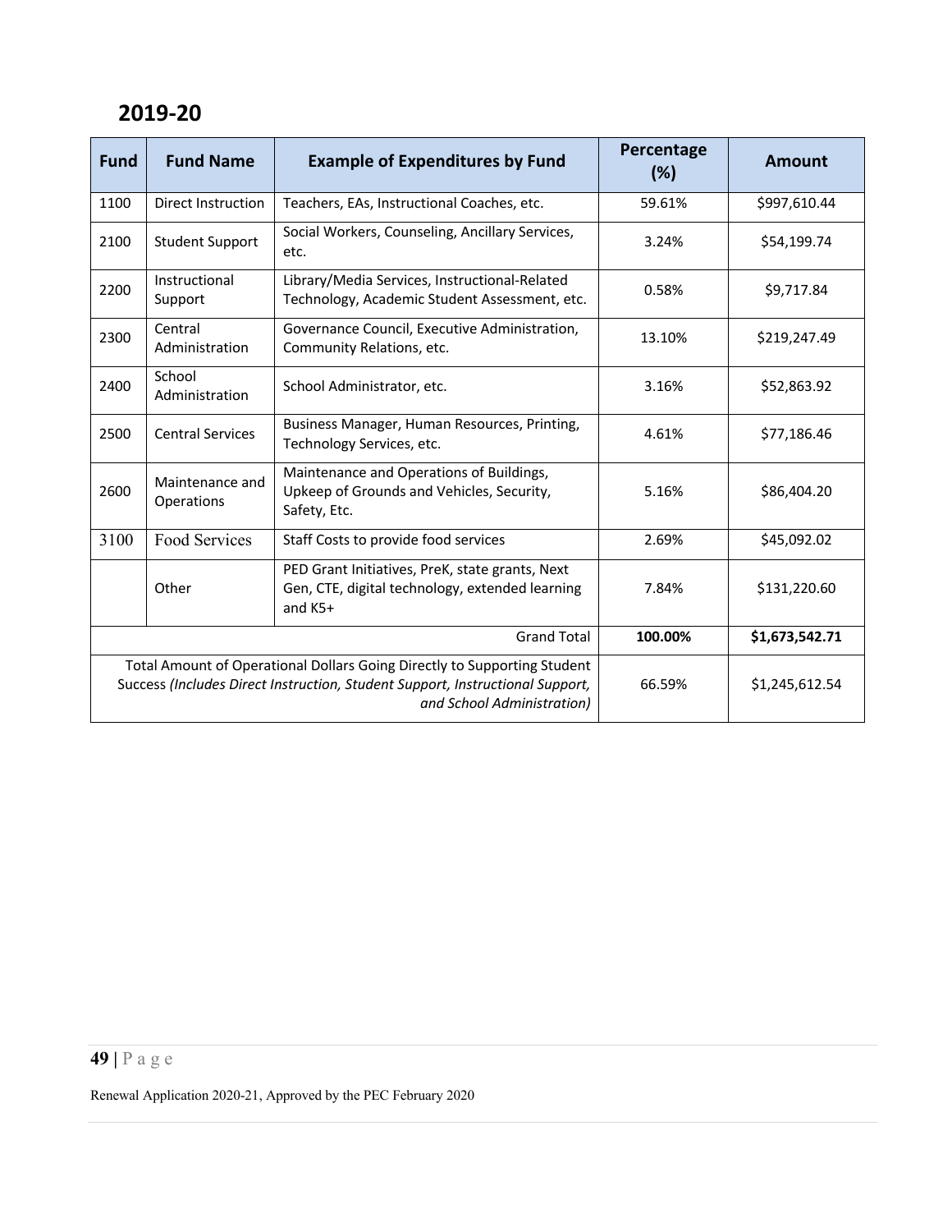## 2019-20

| Fund | Fund Name | Example of Expenditures by Fund | Percentage (%) | Amount |
|---|---|---|---|---|
| 1100 | Direct Instruction | Teachers, EAs, Instructional Coaches, etc. | 59.61% | $997,610.44 |
| 2100 | Student Support | Social Workers, Counseling, Ancillary Services, etc. | 3.24% | $54,199.74 |
| 2200 | Instructional Support | Library/Media Services, Instructional-Related Technology, Academic Student Assessment, etc. | 0.58% | $9,717.84 |
| 2300 | Central Administration | Governance Council, Executive Administration, Community Relations, etc. | 13.10% | $219,247.49 |
| 2400 | School Administration | School Administrator, etc. | 3.16% | $52,863.92 |
| 2500 | Central Services | Business Manager, Human Resources, Printing, Technology Services, etc. | 4.61% | $77,186.46 |
| 2600 | Maintenance and Operations | Maintenance and Operations of Buildings, Upkeep of Grounds and Vehicles, Security, Safety, Etc. | 5.16% | $86,404.20 |
| 3100 | Food Services | Staff Costs to provide food services | 2.69% | $45,092.02 |
| | Other | PED Grant Initiatives, PreK, state grants, Next Gen, CTE, digital technology, extended learning and K5+ | 7.84% | $131,220.60 |
| | | Grand Total | **100.00%** | **$1,673,542.71** |
| | | Total Amount of Operational Dollars Going Directly to Supporting Student Success *(Includes Direct Instruction, Student Support, Instructional Support, and School Administration)* | 66.59% | $1,245,612.54 |

Renewal Application 2020-21, Approved by the PEC February 2020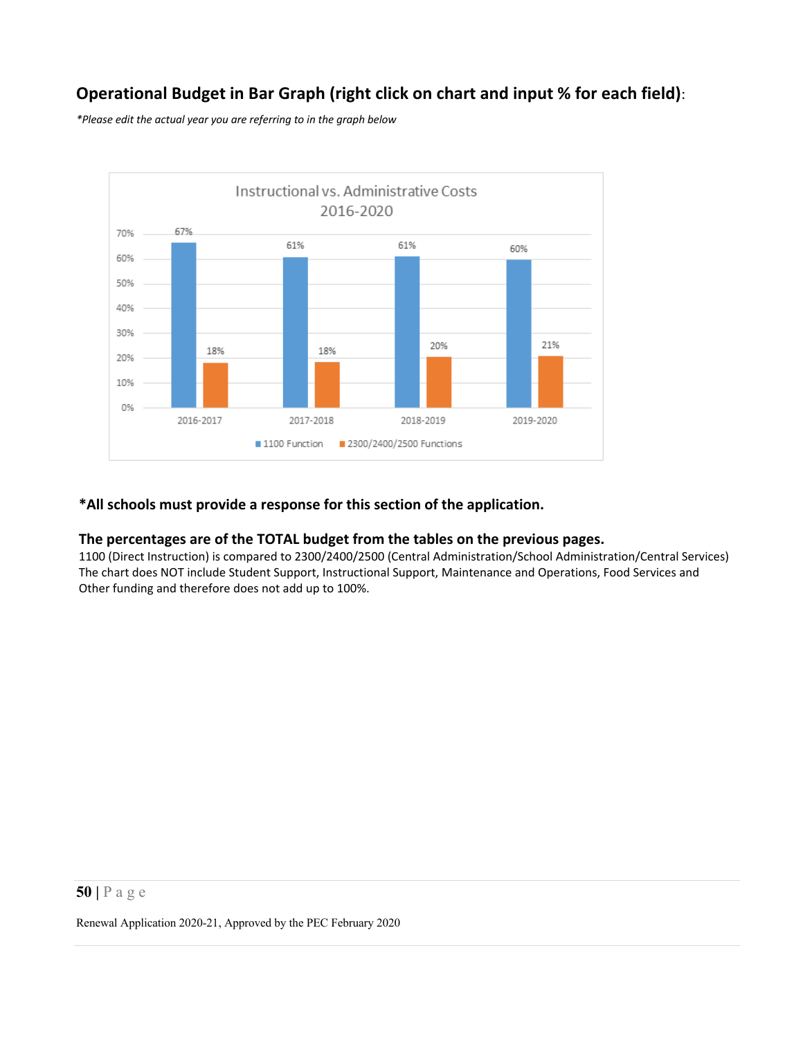## Operational Budget in Bar Graph (right click on chart and input % for each field):

*\*Please edit the actual year you are referring to in the graph below*

Instructional vs. Administrative Costs
2016-2020

70%
60%
50%
40%
30%
20%
10%
0%

67%
18%
61%
18%
61%
20%
60%
21%

2016-2017
2017-2018
2018-2019
2019-2020

1100 Function
2300/2400/2500 Functions

**\*All schools must provide a response for this section of the application.**

**The percentages are of the TOTAL budget from the tables on the previous pages.**
1100 (Direct Instruction) is compared to 2300/2400/2500 (Central Administration/School Administration/Central Services)
The chart does NOT include Student Support, Instructional Support, Maintenance and Operations, Food Services and Other funding and therefore does not add up to 100%.